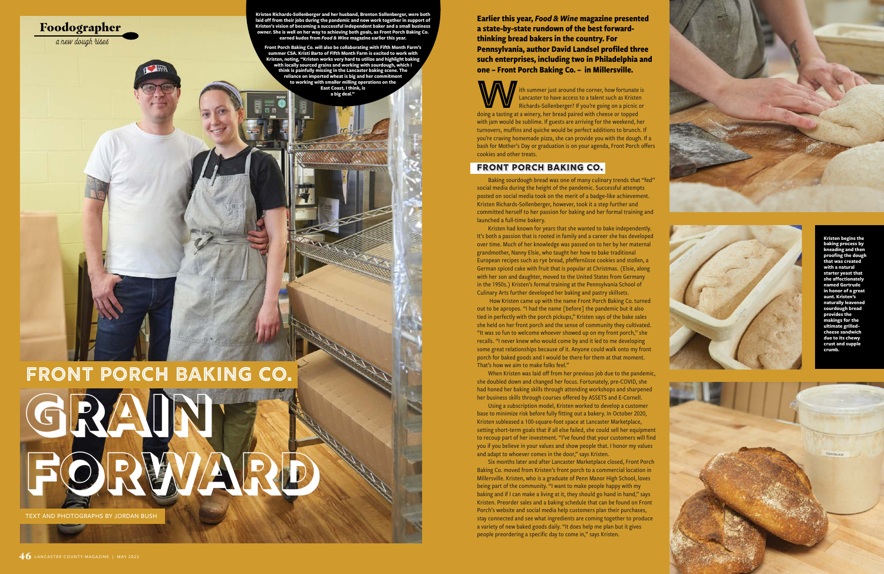Foodographer

*a new dough rises*

**Kristen Richards-Sollenberger and her husband, Brenton Sollenberger, were both laid off from their jobs during the pandemic and now work together in support of Kristen's vision of becoming a successful independent baker and a small business owner. She is well on her way to achieving both goals, as Front Porch Baking Co. earned kudos from *Food & Wine* magazine earlier this year.**

**Front Porch Baking Co. will also be collaborating with Fifth Month Farm's summer CSA. Kristi Barto of Fifth Month Farm is excited to work with Kristen, noting, "Kristen works very hard to utilize and highlight baking with locally sourced grains and working with sourdough, which I think is painfully missing in the Lancaster baking scene. The reliance on imported wheat is big and her commitment to working with smaller milling operations on the East Coast, I think, is a big deal."**

# FRONT PORCH BAKING CO.

# GRAIN FORWARD

TEXT AND PHOTOGRAPHS BY JORDAN BUSH

**Earlier this year, *Food & Wine* magazine presented a state-by-state rundown of the best forward-thinking bread bakers in the country. For Pennsylvania, author David Landsel profiled three such enterprises, including two in Philadelphia and one – Front Porch Baking Co. – in Millersville.**

With summer just around the corner, how fortunate is Lancaster to have access to a talent such as Kristen Richards-Sollenberger? If you're going on a picnic or doing a tasting at a winery, her bread paired with cheese or topped with jam would be sublime. If guests are arriving for the weekend, her turnovers, muffins and quiche would be perfect additions to brunch. If you're craving homemade pizza, she can provide you with the dough. If a bash for Mother's Day or graduation is on your agenda, Front Porch offers cookies and other treats.

## FRONT PORCH BAKING CO.

Baking sourdough bread was one of many culinary trends that "fed" social media during the height of the pandemic. Successful attempts posted on social media took on the merit of a badge-like achievement. Kristen Richards-Sollenberger, however, took it a step further and committed herself to her passion for baking and her formal training and launched a full-time bakery.

Kristen had known for years that she wanted to bake independently. It's both a passion that is rooted in family and a career she has developed over time. Much of her knowledge was passed on to her by her maternal grandmother, Nanny Elsie, who taught her how to bake traditional European recipes such as rye bread, pfeffernüsse cookies and stollen, a German spiced cake with fruit that is popular at Christmas. (Elsie, along with her son and daughter, moved to the United States from Germany in the 1950s.) Kristen's formal training at the Pennsylvania School of Culinary Arts further developed her baking and pastry skillsets.

How Kristen came up with the name Front Porch Baking Co. turned out to be apropos. "I had the name [before] the pandemic but it also tied in perfectly with the porch pickups," Kristen says of the bake sales she held on her front porch and the sense of community they cultivated. "It was so fun to welcome whoever showed up on my front porch," she recalls. "I never knew who would come by and it led to me developing some great relationships because of it. Anyone could walk onto my front porch for baked goods and I would be there for them at that moment. That's how we aim to make folks feel."

When Kristen was laid off from her previous job due to the pandemic, she doubled down and changed her focus. Fortunately, pre-COVID, she had honed her baking skills through attending workshops and sharpened her business skills through courses offered by ASSETS and E-Cornell.

Using a subscription model, Kristen worked to develop a customer base to minimize risk before fully fitting out a bakery. In October 2020, Kristen subleased a 100-square-foot space at Lancaster Marketplace, setting short-term goals that if all else failed, she could sell her equipment to recoup part of her investment. "I've found that your customers will find you if you believe in your values and show people that. I honor my values and adapt to whoever comes in the door," says Kristen.

Six months later and after Lancaster Marketplace closed, Front Porch Baking Co. moved from Kristen's front porch to a commercial location in Millersville. Kristen, who is a graduate of Penn Manor High School, loves being part of the community. "I want to make people happy with my baking and if I can make a living at it, they should go hand in hand," says Kristen. Preorder sales and a baking schedule that can be found on Front Porch's website and social media help customers plan their purchases, stay connected and see what ingredients are coming together to produce a variety of new baked goods daily. "It does help me plan but it gives people preordering a specific day to come in," says Kristen.

**Kristen begins the baking process by kneading and then proofing the dough that was created with a natural starter yeast that she affectionately named Gertrude in honor of a great aunt. Kristen's naturally leavened sourdough bread provides the makings for the ultimate grilled-cheese sandwich due to its chewy crust and supple crumb.**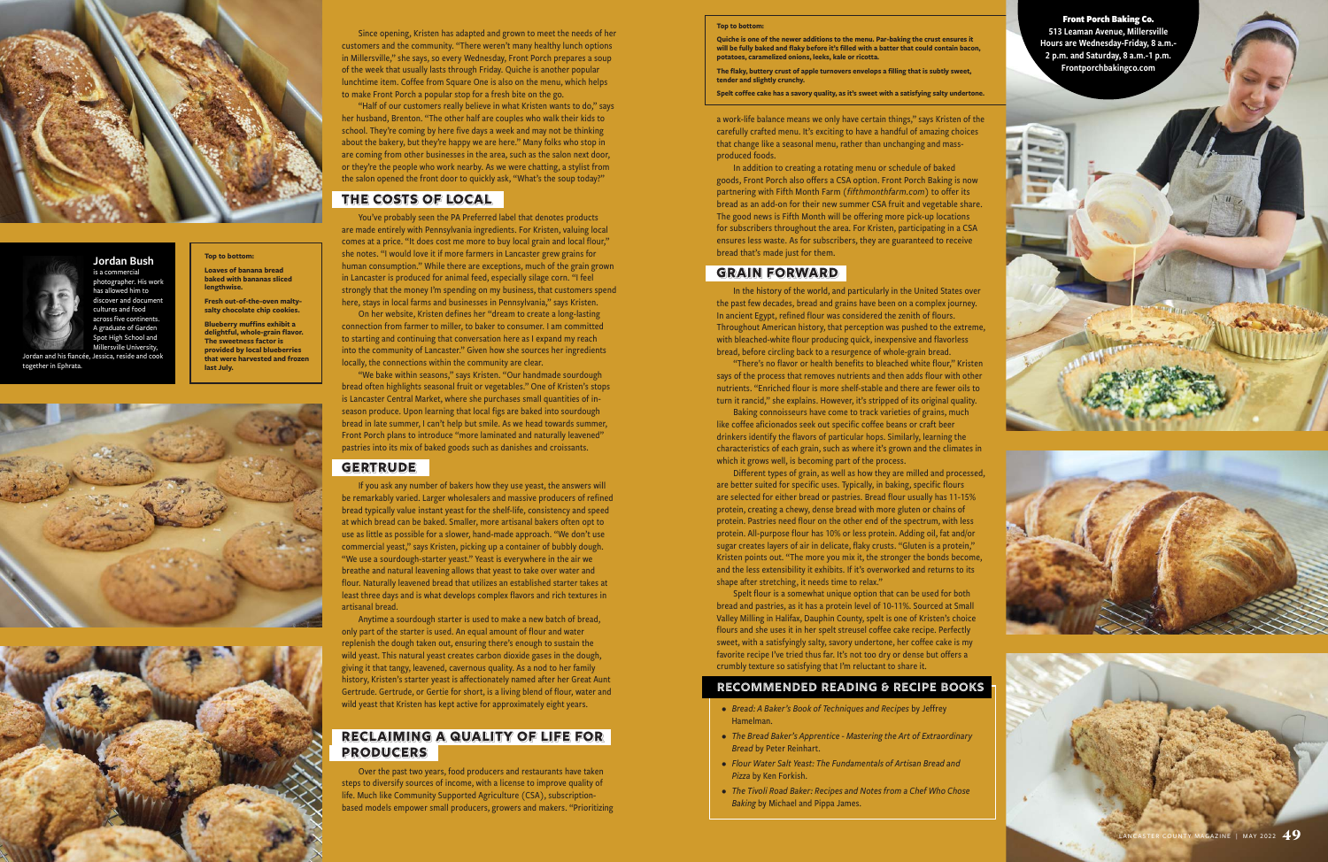Since opening, Kristen has adapted and grown to meet the needs of her customers and the community. "There weren't many healthy lunch options in Millersville," she says, so every Wednesday, Front Porch prepares a soup of the week that usually lasts through Friday. Quiche is another popular lunchtime item. Coffee from Square One is also on the menu, which helps to make Front Porch a popular stop for a fresh bite on the go.

"Half of our customers really believe in what Kristen wants to do," says her husband, Brenton. "The other half are couples who walk their kids to school. They're coming by here five days a week and may not be thinking about the bakery, but they're happy we are here." Many folks who stop in are coming from other businesses in the area, such as the salon next door, or they're the people who work nearby. As we were chatting, a stylist from the salon opened the front door to quickly ask, "What's the soup today?"

## THE COSTS OF LOCAL

You've probably seen the PA Preferred label that denotes products are made entirely with Pennsylvania ingredients. For Kristen, valuing local comes at a price. "It does cost me more to buy local grain and local flour," she notes. "I would love it if more farmers in Lancaster grew grains for human consumption." While there are exceptions, much of the grain grown in Lancaster is produced for animal feed, especially silage corn. "I feel strongly that the money I'm spending on my business, that customers spend here, stays in local farms and businesses in Pennsylvania," says Kristen.

On her website, Kristen defines her "dream to create a long-lasting connection from farmer to miller, to baker to consumer. I am committed to starting and continuing that conversation here as I expand my reach into the community of Lancaster." Given how she sources her ingredients locally, the connections within the community are clear.

"We bake within seasons," says Kristen. "Our handmade sourdough bread often highlights seasonal fruit or vegetables." One of Kristen's stops is Lancaster Central Market, where she purchases small quantities of in-season produce. Upon learning that local figs are baked into sourdough bread in late summer, I can't help but smile. As we head towards summer, Front Porch plans to introduce "more laminated and naturally leavened" pastries into its mix of baked goods such as danishes and croissants.

## GERTRUDE

If you ask any number of bakers how they use yeast, the answers will be remarkably varied. Larger wholesalers and massive producers of refined bread typically value instant yeast for the shelf-life, consistency and speed at which bread can be baked. Smaller, more artisanal bakers often opt to use as little as possible for a slower, hand-made approach. "We don't use commercial yeast," says Kristen, picking up a container of bubbly dough. "We use a sourdough-starter yeast." Yeast is everywhere in the air we breathe and natural leavening allows that yeast to take over water and flour. Naturally leavened bread that utilizes an established starter takes at least three days and is what develops complex flavors and rich textures in artisanal bread.

Anytime a sourdough starter is used to make a new batch of bread, only part of the starter is used. An equal amount of flour and water replenish the dough taken out, ensuring there's enough to sustain the wild yeast. This natural yeast creates carbon dioxide gases in the dough, giving it that tangy, leavened, cavernous quality. As a nod to her family history, Kristen's starter yeast is affectionately named after her Great Aunt Gertrude. Gertrude, or Gertie for short, is a living blend of flour, water and wild yeast that Kristen has kept active for approximately eight years.

## RECLAIMING A QUALITY OF LIFE FOR PRODUCERS

Over the past two years, food producers and restaurants have taken steps to diversify sources of income, with a license to improve quality of life. Much like Community Supported Agriculture (CSA), subscription-based models empower small producers, growers and makers. "Prioritizing a work-life balance means we only have certain things," says Kristen of the carefully crafted menu. It's exciting to have a handful of amazing choices that change like a seasonal menu, rather than unchanging and mass-produced foods.

In addition to creating a rotating menu or schedule of baked goods, Front Porch also offers a CSA option. Front Porch Baking is now partnering with Fifth Month Farm (*fifthmonthfarm.com*) to offer its bread as an add-on for their new summer CSA fruit and vegetable share. The good news is Fifth Month will be offering more pick-up locations for subscribers throughout the area. For Kristen, participating in a CSA ensures less waste. As for subscribers, they are guaranteed to receive bread that's made just for them.

## GRAIN FORWARD

In the history of the world, and particularly in the United States over the past few decades, bread and grains have been on a complex journey. In ancient Egypt, refined flour was considered the zenith of flours. Throughout American history, that perception was pushed to the extreme, with bleached-white flour producing quick, inexpensive and flavorless bread, before circling back to a resurgence of whole-grain bread.

"There's no flavor or health benefits to bleached white flour," Kristen says of the process that removes nutrients and then adds flour with other nutrients. "Enriched flour is more shelf-stable and there are fewer oils to turn it rancid," she explains. However, it's stripped of its original quality.

Baking connoisseurs have come to track varieties of grains, much like coffee aficionados seek out specific coffee beans or craft beer drinkers identify the flavors of particular hops. Similarly, learning the characteristics of each grain, such as where it's grown and the climates in which it grows well, is becoming part of the process.

Different types of grain, as well as how they are milled and processed, are better suited for specific uses. Typically, in baking, specific flours are selected for either bread or pastries. Bread flour usually has 11-15% protein, creating a chewy, dense bread with more gluten or chains of protein. Pastries need flour on the other end of the spectrum, with less protein. All-purpose flour has 10% or less protein. Adding oil, fat and/or sugar creates layers of air in delicate, flaky crusts. "Gluten is a protein," Kristen points out. "The more you mix it, the stronger the bonds become, and the less extensibility it exhibits. If it's overworked and returns to its shape after stretching, it needs time to relax."

Spelt flour is a somewhat unique option that can be used for both bread and pastries, as it has a protein level of 10-11%. Sourced at Small Valley Milling in Halifax, Dauphin County, spelt is one of Kristen's choice flours and she uses it in her spelt streusel coffee cake recipe. Perfectly sweet, with a satisfyingly salty, savory undertone, her coffee cake is my favorite recipe I've tried thus far. It's not too dry or dense but offers a crumbly texture so satisfying that I'm reluctant to share it.

## RECOMMENDED READING & RECIPE BOOKS

- *Bread: A Baker's Book of Techniques and Recipes* by Jeffrey Hamelman.
- *The Bread Baker's Apprentice - Mastering the Art of Extraordinary Bread* by Peter Reinhart.
- *Flour Water Salt Yeast: The Fundamentals of Artisan Bread and Pizza* by Ken Forkish.
- *The Tivoli Road Baker: Recipes and Notes from a Chef Who Chose Baking* by Michael and Pippa James.

**Jordan Bush** is a commercial photographer. His work has allowed him to discover and document cultures and food across five continents. A graduate of Garden Spot High School and Millersville University, Jordan and his fiancée, Jessica, reside and cook together in Ephrata.

**Top to bottom:**

**Loaves of banana bread baked with bananas sliced lengthwise.**

**Fresh out-of-the-oven malty-salty chocolate chip cookies.**

**Blueberry muffins exhibit a delightful, whole-grain flavor. The sweetness factor is provided by local blueberries that were harvested and frozen last July.**

**Top to bottom:**

**Quiche is one of the newer additions to the menu. Par-baking the crust ensures it will be fully baked and flaky before it's filled with a batter that could contain bacon, potatoes, caramelized onions, leeks, kale or ricotta.**

**The flaky, buttery crust of apple turnovers envelops a filling that is subtly sweet, tender and slightly crunchy.**

**Spelt coffee cake has a savory quality, as it's sweet with a satisfying salty undertone.**

**Front Porch Baking Co.**
**513 Leaman Avenue, Millersville**
**Hours are Wednesday-Friday, 8 a.m.-2 p.m. and Saturday, 8 a.m.-1 p.m.**
**Frontporchbakingco.com**